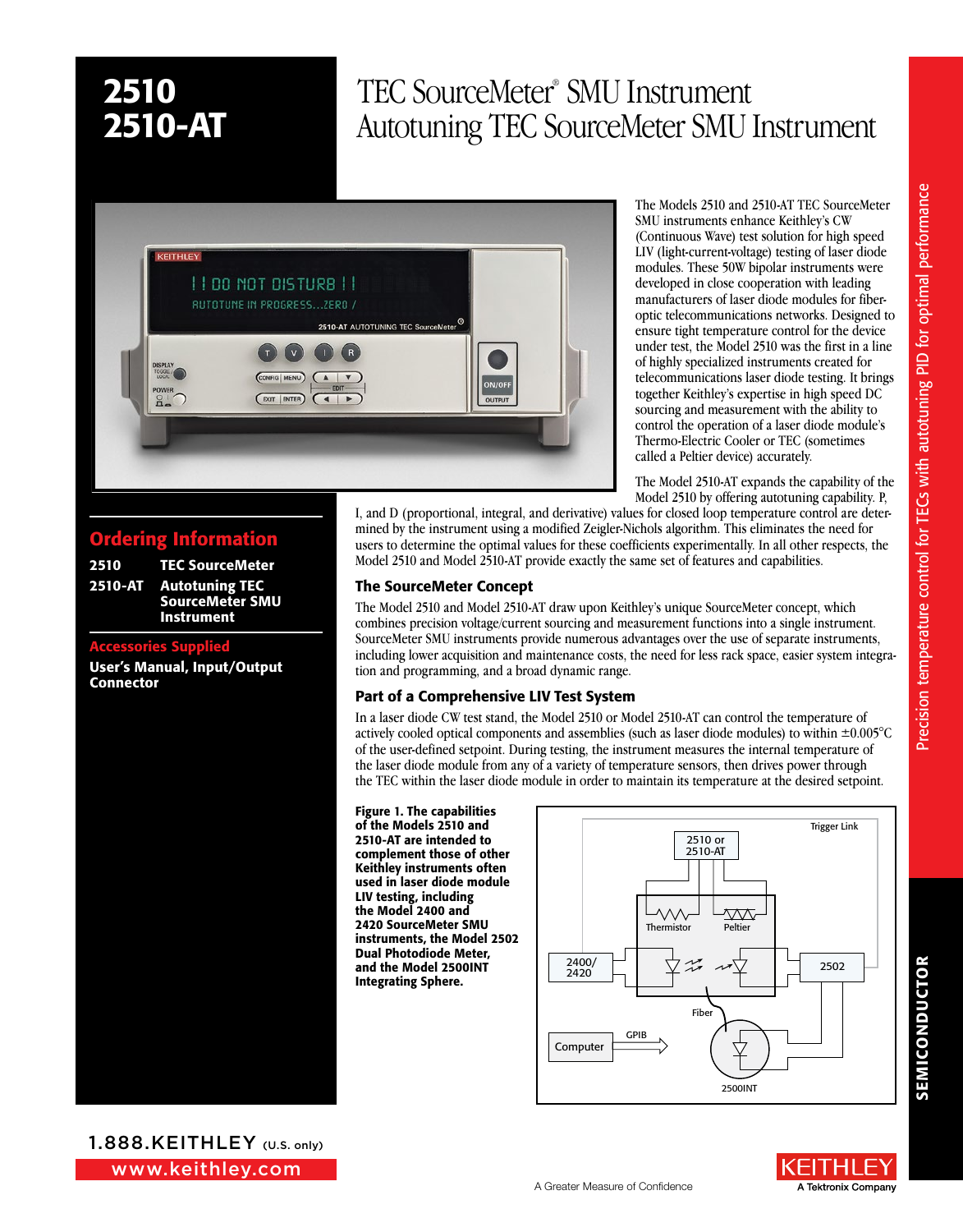# 2510
# 2510-AT

# TEC SourceMeter® SMU Instrument
# Autotuning TEC SourceMeter SMU Instrument

Precision temperature control for TECs with autotuning PID for optimal performance

The Models 2510 and 2510-AT TEC SourceMeter SMU instruments enhance Keithley's CW (Continuous Wave) test solution for high speed LIV (light-current-voltage) testing of laser diode modules. These 50W bipolar instruments were developed in close cooperation with leading manufacturers of laser diode modules for fiber-optic telecommunications networks. Designed to ensure tight temperature control for the device under test, the Model 2510 was the first in a line of highly specialized instruments created for telecommunications laser diode testing. It brings together Keithley's expertise in high speed DC sourcing and measurement with the ability to control the operation of a laser diode module's Thermo-Electric Cooler or TEC (sometimes called a Peltier device) accurately.

The Model 2510-AT expands the capability of the Model 2510 by offering autotuning capability. P, I, and D (proportional, integral, and derivative) values for closed loop temperature control are determined by the instrument using a modified Zeigler-Nichols algorithm. This eliminates the need for users to determine the optimal values for these coefficients experimentally. In all other respects, the Model 2510 and Model 2510-AT provide exactly the same set of features and capabilities.

## Ordering Information

**2510** **TEC SourceMeter**

**2510-AT** **Autotuning TEC SourceMeter SMU Instrument**

## Accessories Supplied

**User's Manual, Input/Output Connector**

### The SourceMeter Concept

The Model 2510 and Model 2510-AT draw upon Keithley's unique SourceMeter concept, which combines precision voltage/current sourcing and measurement functions into a single instrument. SourceMeter SMU instruments provide numerous advantages over the use of separate instruments, including lower acquisition and maintenance costs, the need for less rack space, easier system integration and programming, and a broad dynamic range.

### Part of a Comprehensive LIV Test System

In a laser diode CW test stand, the Model 2510 or Model 2510-AT can control the temperature of actively cooled optical components and assemblies (such as laser diode modules) to within ±0.005°C of the user-defined setpoint. During testing, the instrument measures the internal temperature of the laser diode module from any of a variety of temperature sensors, then drives power through the TEC within the laser diode module in order to maintain its temperature at the desired setpoint.

**Figure 1. The capabilities of the Models 2510 and 2510-AT are intended to complement those of other Keithley instruments often used in laser diode module LIV testing, including the Model 2400 and 2420 SourceMeter SMU instruments, the Model 2502 Dual Photodiode Meter, and the Model 2500INT Integrating Sphere.**

SEMICONDUCTOR

1.888.KEITHLEY (U.S. only)

www.keithley.com

A Greater Measure of Confidence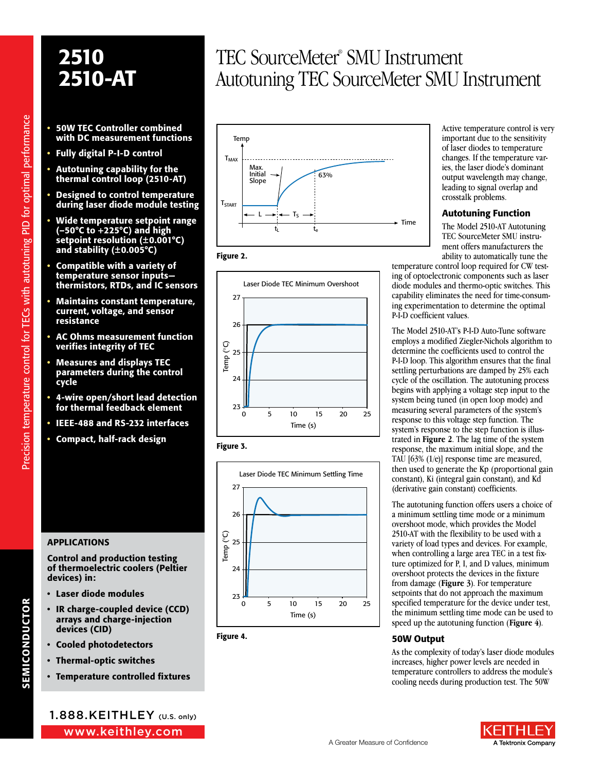# 2510
# 2510-AT

# TEC SourceMeter® SMU Instrument
# Autotuning TEC SourceMeter SMU Instrument

Precision temperature control for TECs with autotuning PID for optimal performance

- **50W TEC Controller combined with DC measurement functions**
- **Fully digital P-I-D control**
- **Autotuning capability for the thermal control loop (2510-AT)**
- **Designed to control temperature during laser diode module testing**
- **Wide temperature setpoint range (–50°C to +225°C) and high setpoint resolution (±0.001°C) and stability (±0.005°C)**
- **Compatible with a variety of temperature sensor inputs—thermistors, RTDs, and IC sensors**
- **Maintains constant temperature, current, voltage, and sensor resistance**
- **AC Ohms measurement function verifies integrity of TEC**
- **Measures and displays TEC parameters during the control cycle**
- **4-wire open/short lead detection for thermal feedback element**
- **IEEE-488 and RS-232 interfaces**
- **Compact, half-rack design**

## APPLICATIONS

**Control and production testing of thermoelectric coolers (Peltier devices) in:**

- **Laser diode modules**
- **IR charge-coupled device (CCD) arrays and charge-injection devices (CID)**
- **Cooled photodetectors**
- **Thermal-optic switches**
- **Temperature controlled fixtures**

**Figure 2.**

**Figure 3.**

**Figure 4.**

Active temperature control is very important due to the sensitivity of laser diodes to temperature changes. If the temperature varies, the laser diode's dominant output wavelength may change, leading to signal overlap and crosstalk problems.

### Autotuning Function

The Model 2510-AT Autotuning TEC SourceMeter SMU instrument offers manufacturers the ability to automatically tune the temperature control loop required for CW testing of optoelectronic components such as laser diode modules and thermo-optic switches. This capability eliminates the need for time-consuming experimentation to determine the optimal P-I-D coefficient values.

The Model 2510-AT's P-I-D Auto-Tune software employs a modified Ziegler-Nichols algorithm to determine the coefficients used to control the P-I-D loop. This algorithm ensures that the final settling perturbations are damped by 25% each cycle of the oscillation. The autotuning process begins with applying a voltage step input to the system being tuned (in open loop mode) and measuring several parameters of the system's response to this voltage step function. The system's response to the step function is illustrated in **Figure 2**. The lag time of the system response, the maximum initial slope, and the TAU [63% (1/e)] response time are measured, then used to generate the Kp (proportional gain constant), Ki (integral gain constant), and Kd (derivative gain constant) coefficients.

The autotuning function offers users a choice of a minimum settling time mode or a minimum overshoot mode, which provides the Model 2510-AT with the flexibility to be used with a variety of load types and devices. For example, when controlling a large area TEC in a test fixture optimized for P, I, and D values, minimum overshoot protects the devices in the fixture from damage (**Figure 3**). For temperature setpoints that do not approach the maximum specified temperature for the device under test, the minimum settling time mode can be used to speed up the autotuning function (**Figure 4**).

### 50W Output

As the complexity of today's laser diode modules increases, higher power levels are needed in temperature controllers to address the module's cooling needs during production test. The 50W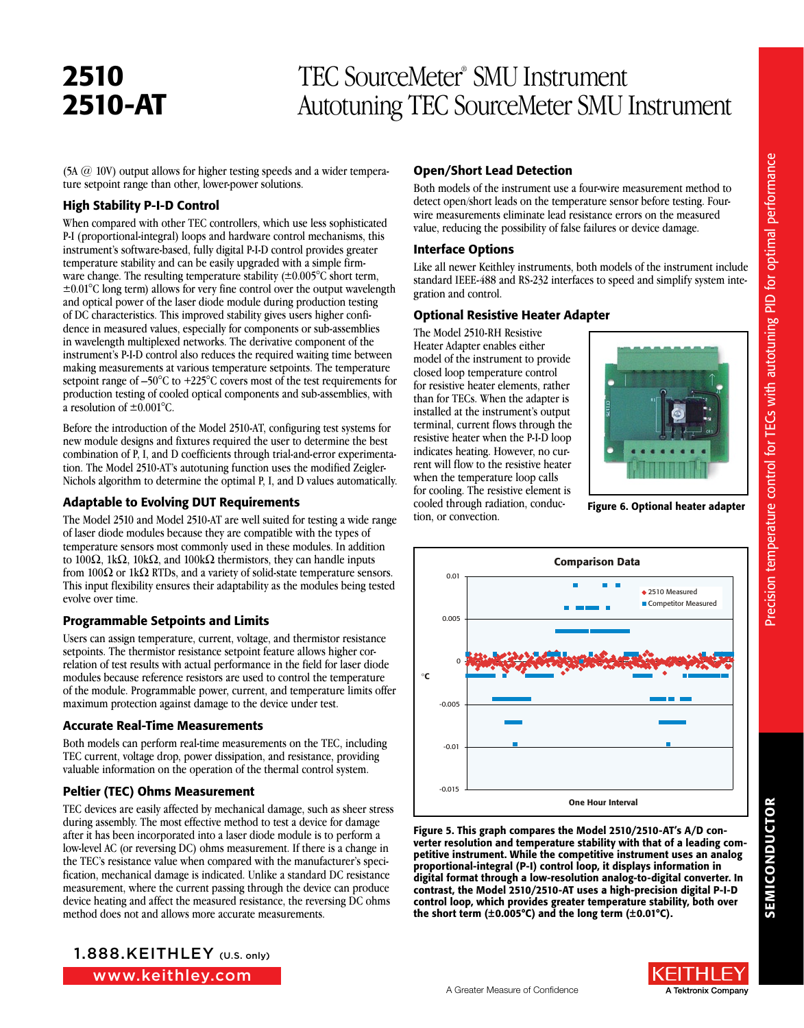# 2510 2510-AT

# TEC SourceMeter® SMU Instrument
# Autotuning TEC SourceMeter SMU Instrument

(5A @ 10V) output allows for higher testing speeds and a wider temperature setpoint range than other, lower-power solutions.

## High Stability P-I-D Control

When compared with other TEC controllers, which use less sophisticated P-I (proportional-integral) loops and hardware control mechanisms, this instrument's software-based, fully digital P-I-D control provides greater temperature stability and can be easily upgraded with a simple firmware change. The resulting temperature stability (±0.005°C short term, ±0.01°C long term) allows for very fine control over the output wavelength and optical power of the laser diode module during production testing of DC characteristics. This improved stability gives users higher confidence in measured values, especially for components or sub-assemblies in wavelength multiplexed networks. The derivative component of the instrument's P-I-D control also reduces the required waiting time between making measurements at various temperature setpoints. The temperature setpoint range of –50°C to +225°C covers most of the test requirements for production testing of cooled optical components and sub-assemblies, with a resolution of ±0.001°C.

Before the introduction of the Model 2510-AT, configuring test systems for new module designs and fixtures required the user to determine the best combination of P, I, and D coefficients through trial-and-error experimentation. The Model 2510-AT's autotuning function uses the modified Zeigler-Nichols algorithm to determine the optimal P, I, and D values automatically.

## Adaptable to Evolving DUT Requirements

The Model 2510 and Model 2510-AT are well suited for testing a wide range of laser diode modules because they are compatible with the types of temperature sensors most commonly used in these modules. In addition to 100Ω, 1kΩ, 10kΩ, and 100kΩ thermistors, they can handle inputs from 100Ω or 1kΩ RTDs, and a variety of solid-state temperature sensors. This input flexibility ensures their adaptability as the modules being tested evolve over time.

## Programmable Setpoints and Limits

Users can assign temperature, current, voltage, and thermistor resistance setpoints. The thermistor resistance setpoint feature allows higher correlation of test results with actual performance in the field for laser diode modules because reference resistors are used to control the temperature of the module. Programmable power, current, and temperature limits offer maximum protection against damage to the device under test.

## Accurate Real-Time Measurements

Both models can perform real-time measurements on the TEC, including TEC current, voltage drop, power dissipation, and resistance, providing valuable information on the operation of the thermal control system.

## Peltier (TEC) Ohms Measurement

TEC devices are easily affected by mechanical damage, such as sheer stress during assembly. The most effective method to test a device for damage after it has been incorporated into a laser diode module is to perform a low-level AC (or reversing DC) ohms measurement. If there is a change in the TEC's resistance value when compared with the manufacturer's specification, mechanical damage is indicated. Unlike a standard DC resistance measurement, where the current passing through the device can produce device heating and affect the measured resistance, the reversing DC ohms method does not and allows more accurate measurements.

## Open/Short Lead Detection

Both models of the instrument use a four-wire measurement method to detect open/short leads on the temperature sensor before testing. Four-wire measurements eliminate lead resistance errors on the measured value, reducing the possibility of false failures or device damage.

## Interface Options

Like all newer Keithley instruments, both models of the instrument include standard IEEE-488 and RS-232 interfaces to speed and simplify system integration and control.

## Optional Resistive Heater Adapter

The Model 2510-RH Resistive Heater Adapter enables either model of the instrument to provide closed loop temperature control for resistive heater elements, rather than for TECs. When the adapter is installed at the instrument's output terminal, current flows through the resistive heater when the P-I-D loop indicates heating. However, no current will flow to the resistive heater when the temperature loop calls for cooling. The resistive element is cooled through radiation, conduction, or convection.

**Figure 6. Optional heater adapter**

**Figure 5. This graph compares the Model 2510/2510-AT's A/D converter resolution and temperature stability with that of a leading competitive instrument. While the competitive instrument uses an analog proportional-integral (P-I) control loop, it displays information in digital format through a low-resolution analog-to-digital converter. In contrast, the Model 2510/2510-AT uses a high-precision digital P-I-D control loop, which provides greater temperature stability, both over the short term (±0.005°C) and the long term (±0.01°C).**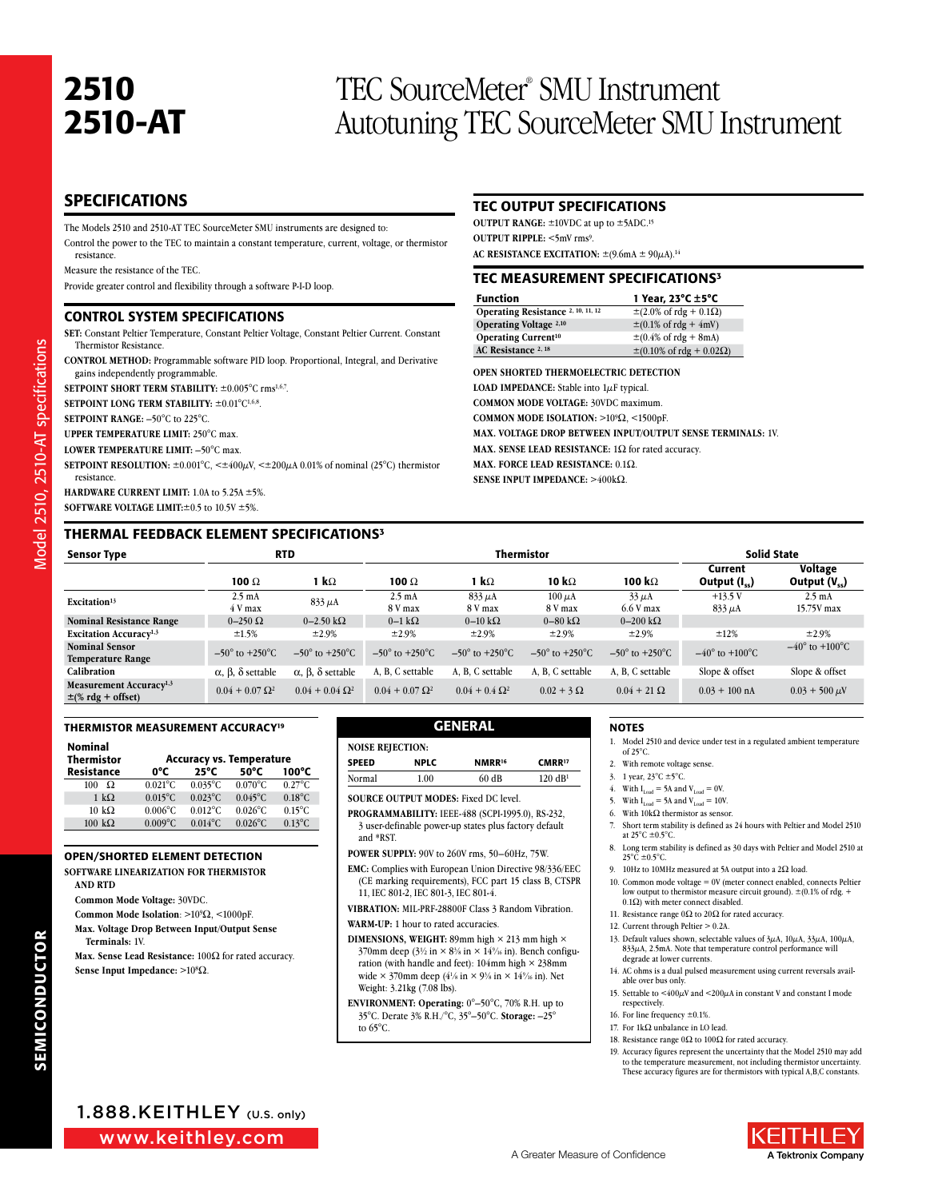# 2510
# 2510-AT

# TEC SourceMeter® SMU Instrument
# Autotuning TEC SourceMeter SMU Instrument

## SPECIFICATIONS

The Models 2510 and 2510-AT TEC SourceMeter SMU instruments are designed to:

Control the power to the TEC to maintain a constant temperature, current, voltage, or thermistor resistance.

Measure the resistance of the TEC.

Provide greater control and flexibility through a software P-I-D loop.

## CONTROL SYSTEM SPECIFICATIONS

**SET:** Constant Peltier Temperature, Constant Peltier Voltage, Constant Peltier Current. Constant Thermistor Resistance.

**CONTROL METHOD:** Programmable software PID loop. Proportional, Integral, and Derivative gains independently programmable.

**SETPOINT SHORT TERM STABILITY:** ±0.005°C rms[1,6,7].

**SETPOINT LONG TERM STABILITY:** ±0.01°C[1,6,8].

**SETPOINT RANGE:** –50°C to 225°C.

**UPPER TEMPERATURE LIMIT:** 250°C max.

**LOWER TEMPERATURE LIMIT:** –50°C max.

**SETPOINT RESOLUTION:** ±0.001°C, <±400µV, <±200µA 0.01% of nominal (25°C) thermistor resistance.

**HARDWARE CURRENT LIMIT:** 1.0A to 5.25A ±5%.

**SOFTWARE VOLTAGE LIMIT:** ±0.5 to 10.5V ±5%.

## TEC OUTPUT SPECIFICATIONS

**OUTPUT RANGE:** ±10VDC at up to ±5ADC.[15]

**OUTPUT RIPPLE:** <5mV rms[9].

**AC RESISTANCE EXCITATION:** ±(9.6mA ± 90µA).[14]

## TEC MEASUREMENT SPECIFICATIONS[3]

| Function | 1 Year, 23°C ±5°C |
|---|---|
| Operating Resistance [2, 10, 11, 12] | ±(2.0% of rdg + 0.1Ω) |
| Operating Voltage [2,10] | ±(0.1% of rdg + 4mV) |
| Operating Current[10] | ±(0.4% of rdg + 8mA) |
| AC Resistance [2, 18] | ±(0.10% of rdg + 0.02Ω) |

**OPEN SHORTED THERMOELECTRIC DETECTION**

**LOAD IMPEDANCE:** Stable into 1µF typical.

**COMMON MODE VOLTAGE:** 30VDC maximum.

**COMMON MODE ISOLATION:** >10⁹Ω, <1500pF.

**MAX. VOLTAGE DROP BETWEEN INPUT/OUTPUT SENSE TERMINALS:** 1V.

**MAX. SENSE LEAD RESISTANCE:** 1Ω for rated accuracy.

**MAX. FORCE LEAD RESISTANCE:** 0.1Ω.

**SENSE INPUT IMPEDANCE:** >400kΩ.

## THERMAL FEEDBACK ELEMENT SPECIFICATIONS[3]

| Sensor Type | RTD | | Thermistor | | | | Solid State | |
|---|---|---|---|---|---|---|---|---|
| | 100 Ω | 1 kΩ | 100 Ω | 1 kΩ | 10 kΩ | 100 kΩ | Current Output ($I_{ss}$) | Voltage Output ($V_{ss}$) |
| Excitation[13] | 2.5 mA 4 V max | 833 µA | 2.5 mA 8 V max | 833 µA 8 V max | 100 µA 8 V max | 33 µA 6.6 V max | +13.5 V 833 µA | 2.5 mA 15.75V max |
| Nominal Resistance Range | 0–250 Ω | 0–2.50 kΩ | 0–1 kΩ | 0–10 kΩ | 0–80 kΩ | 0–200 kΩ | | |
| Excitation Accuracy[1,3] | ±1.5% | ±2.9% | ±2.9% | ±2.9% | ±2.9% | ±2.9% | ±12% | ±2.9% |
| Nominal Sensor Temperature Range | –50° to +250°C | –50° to +250°C | –50° to +250°C | –50° to +250°C | –50° to +250°C | –50° to +250°C | –40° to +100°C | –40° to +100°C |
| Calibration | α, β, δ settable | α, β, δ settable | A, B, C settable | A, B, C settable | A, B, C settable | A, B, C settable | Slope & offset | Slope & offset |
| Measurement Accuracy[1,3] ±(% rdg + offset) | 0.04 + 0.07 Ω² | 0.04 + 0.04 Ω² | 0.04 + 0.07 Ω² | 0.04 + 0.4 Ω² | 0.02 + 3 Ω | 0.04 + 21 Ω | 0.03 + 100 nA | 0.03 + 500 µV |

## THERMISTOR MEASUREMENT ACCURACY[19]

| Nominal Thermistor Resistance | Accuracy vs. Temperature 0°C | 25°C | 50°C | 100°C |
|---|---|---|---|---|
| 100 Ω | 0.021°C | 0.035°C | 0.070°C | 0.27°C |
| 1 kΩ | 0.015°C | 0.023°C | 0.045°C | 0.18°C |
| 10 kΩ | 0.006°C | 0.012°C | 0.026°C | 0.15°C |
| 100 kΩ | 0.009°C | 0.014°C | 0.026°C | 0.13°C |

## OPEN/SHORTED ELEMENT DETECTION

**SOFTWARE LINEARIZATION FOR THERMISTOR AND RTD**

**Common Mode Voltage:** 30VDC.

**Common Mode Isolation:** >10⁹Ω, <1000pF.

**Max. Voltage Drop Between Input/Output Sense Terminals:** 1V.

**Max. Sense Lead Resistance:** 100Ω for rated accuracy.

**Sense Input Impedance:** >10⁸Ω.

## GENERAL

**NOISE REJECTION:**

| SPEED | NPLC | NMRR[16] | CMRR[17] |
|---|---|---|---|
| Normal | 1.00 | 60 dB | 120 dB[1] |

**SOURCE OUTPUT MODES:** Fixed DC level.

**PROGRAMMABILITY:** IEEE-488 (SCPI-1995.0), RS-232, 3 user-definable power-up states plus factory default and *RST.

**POWER SUPPLY:** 90V to 260V rms, 50–60Hz, 75W.

**EMC:** Complies with European Union Directive 98/336/EEC (CE marking requirements), FCC part 15 class B, CTSPR 11, IEC 801-2, IEC 801-3, IEC 801-4.

**VIBRATION:** MIL-PRF-28800F Class 3 Random Vibration.

**WARM-UP:** 1 hour to rated accuracies.

**DIMENSIONS, WEIGHT:** 89mm high × 213 mm high × 370mm deep (3½ in × 8⅜ in × 14⁹⁄₁₆ in). Bench configuration (with handle and feet): 104mm high × 238mm wide × 370mm deep (4⅛ in × 9⅜ in × 14⁹⁄₁₆ in). Net Weight: 3.21kg (7.08 lbs).

**ENVIRONMENT: Operating:** 0°–50°C, 70% R.H. up to 35°C. Derate 3% R.H./°C, 35°–50°C. **Storage:** –25° to 65°C.

## NOTES

1. Model 2510 and device under test in a regulated ambient temperature of 25°C.
2. With remote voltage sense.
3. 1 year, 23°C ±5°C.
4. With $I_{Load}$ = 5A and $V_{Load}$ = 0V.
5. With $I_{Load}$ = 5A and $V_{Load}$ = 10V.
6. With 10kΩ thermistor as sensor.
7. Short term stability is defined as 24 hours with Peltier and Model 2510 at 25°C ±0.5°C.
8. Long term stability is defined as 30 days with Peltier and Model 2510 at 25°C ±0.5°C.
9. 10Hz to 10MHz measured at 5A output into a 2Ω load.
10. Common mode voltage = 0V (meter connect enabled, connects Peltier low output to thermistor measure circuit ground). ±(0.1% of rdg. + 0.1Ω) with meter connect disabled.
11. Resistance range 0Ω to 20Ω for rated accuracy.
12. Current through Peltier > 0.2A.
13. Default values shown, selectable values of 3µA, 10µA, 33µA, 100µA, 833µA, 2.5mA. Note that temperature control performance will degrade at lower currents.
14. AC ohms is a dual pulsed measurement using current reversals available over bus only.
15. Settable to <400µV and <200µA in constant V and constant I mode respectively.
16. For line frequency ±0.1%.
17. For 1kΩ unbalance in LO lead.
18. Resistance range 0Ω to 100Ω for rated accuracy.
19. Accuracy figures represent the uncertainty that the Model 2510 may add to the temperature measurement, not including thermistor uncertainty. These accuracy figures are for thermistors with typical A,B,C constants.